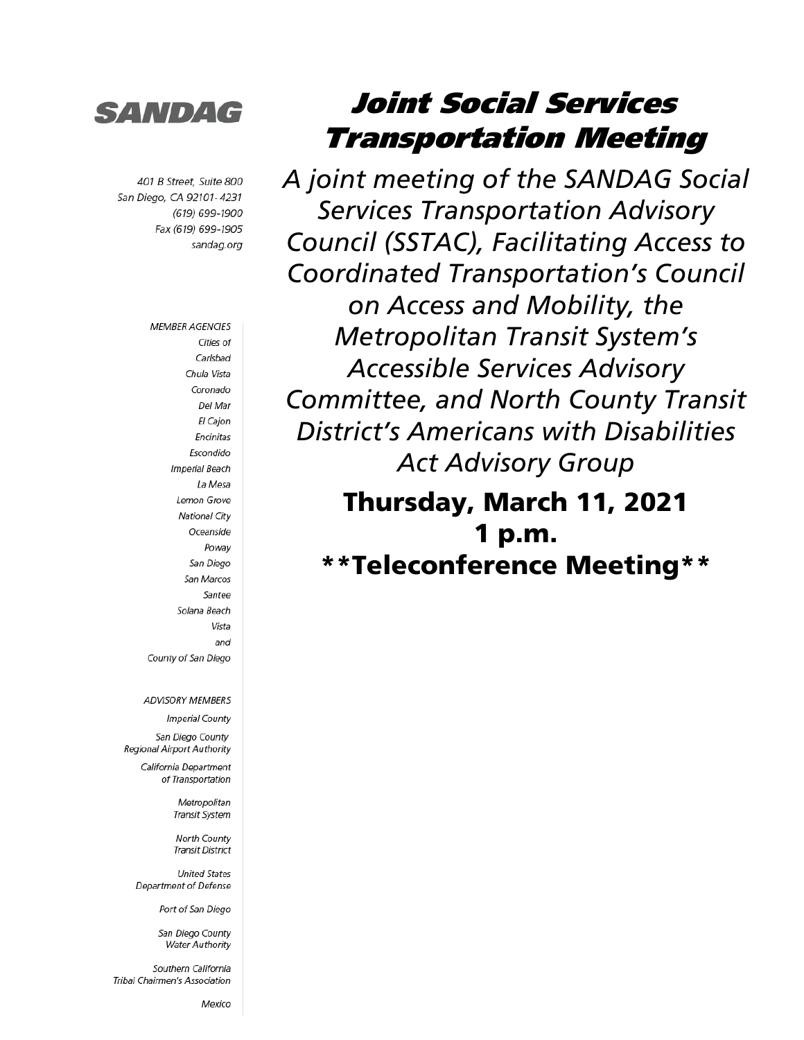**SANDAG**

401 B Street, Suite 800
San Diego, CA 92101-4231
(619) 699-1900
Fax (619) 699-1905
sandag.org

MEMBER AGENCIES
Cities of
Carlsbad
Chula Vista
Coronado
Del Mar
El Cajon
Encinitas
Escondido
Imperial Beach
La Mesa
Lemon Grove
National City
Oceanside
Poway
San Diego
San Marcos
Santee
Solana Beach
Vista
and
County of San Diego

ADVISORY MEMBERS
Imperial County
San Diego County Regional Airport Authority
California Department of Transportation
Metropolitan Transit System
North County Transit District
United States Department of Defense
Port of San Diego
San Diego County Water Authority
Southern California Tribal Chairmen's Association
Mexico

# *Joint Social Services Transportation Meeting*

*A joint meeting of the SANDAG Social Services Transportation Advisory Council (SSTAC), Facilitating Access to Coordinated Transportation's Council on Access and Mobility, the Metropolitan Transit System's Accessible Services Advisory Committee, and North County Transit District's Americans with Disabilities Act Advisory Group*

## Thursday, March 11, 2021
## 1 p.m.
## **Teleconference Meeting**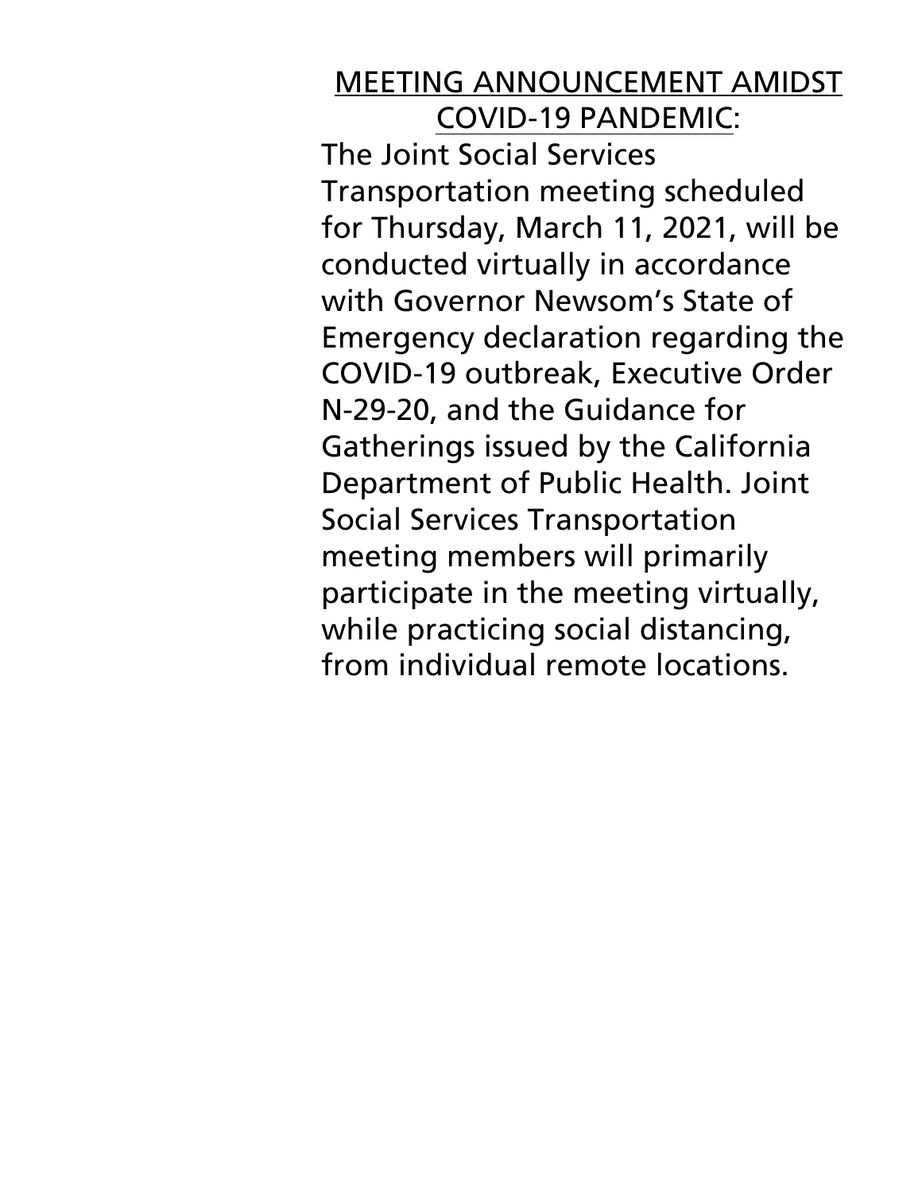MEETING ANNOUNCEMENT AMIDST COVID-19 PANDEMIC:

The Joint Social Services Transportation meeting scheduled for Thursday, March 11, 2021, will be conducted virtually in accordance with Governor Newsom's State of Emergency declaration regarding the COVID-19 outbreak, Executive Order N-29-20, and the Guidance for Gatherings issued by the California Department of Public Health. Joint Social Services Transportation meeting members will primarily participate in the meeting virtually, while practicing social distancing, from individual remote locations.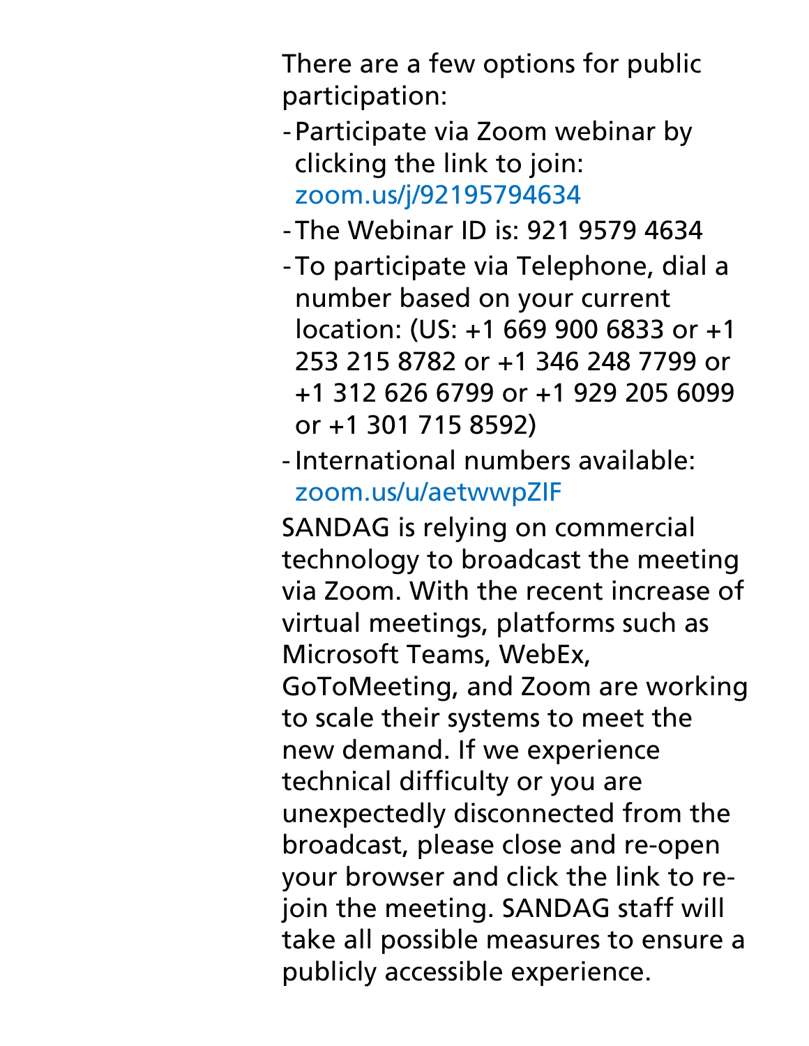There are a few options for public participation:

- Participate via Zoom webinar by clicking the link to join: zoom.us/j/92195794634
- The Webinar ID is: 921 9579 4634
- To participate via Telephone, dial a number based on your current location: (US: +1 669 900 6833 or +1 253 215 8782 or +1 346 248 7799 or +1 312 626 6799 or +1 929 205 6099 or +1 301 715 8592)
- International numbers available: zoom.us/u/aetwwpZIF

SANDAG is relying on commercial technology to broadcast the meeting via Zoom. With the recent increase of virtual meetings, platforms such as Microsoft Teams, WebEx, GoToMeeting, and Zoom are working to scale their systems to meet the new demand. If we experience technical difficulty or you are unexpectedly disconnected from the broadcast, please close and re-open your browser and click the link to re-join the meeting. SANDAG staff will take all possible measures to ensure a publicly accessible experience.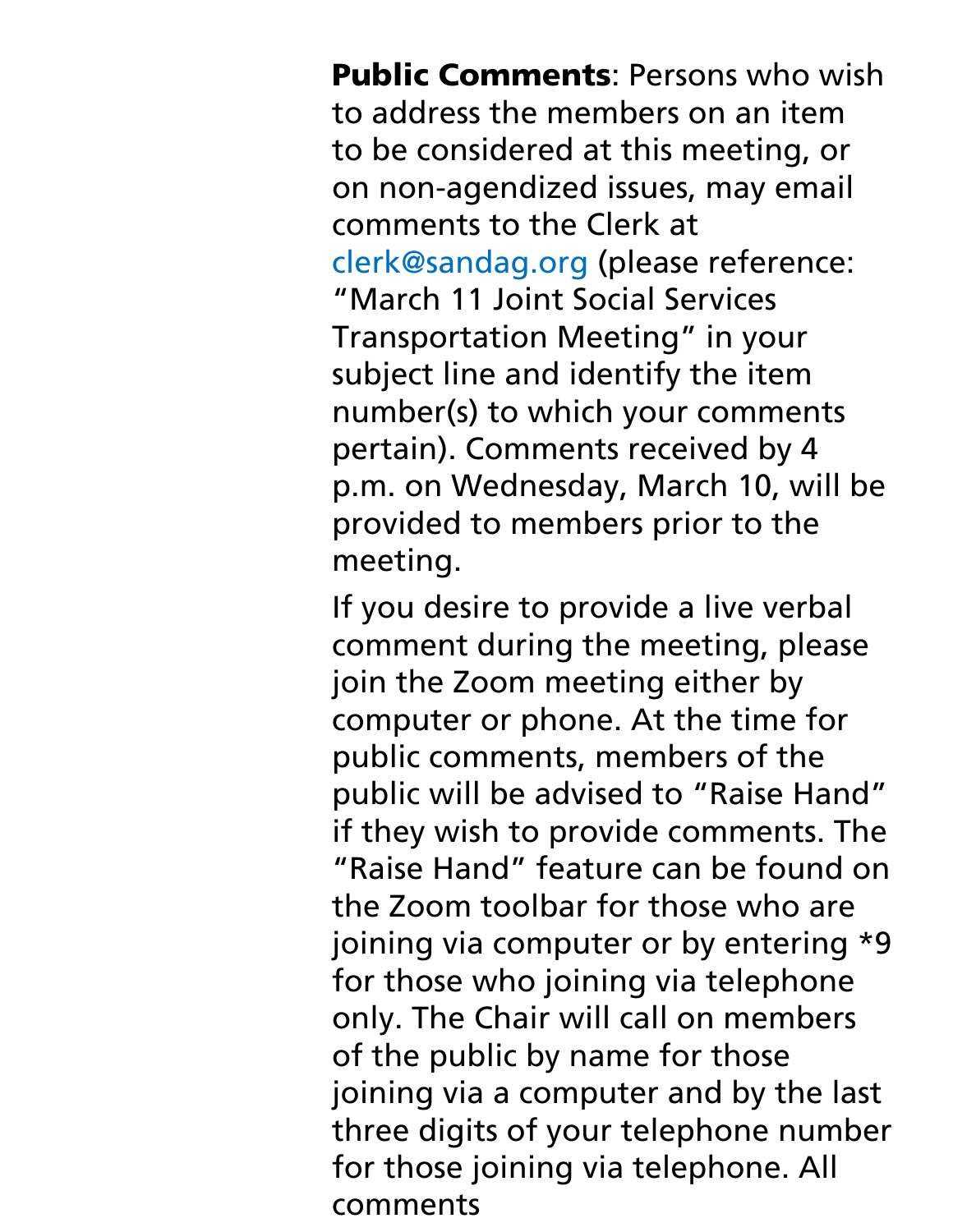**Public Comments**: Persons who wish to address the members on an item to be considered at this meeting, or on non-agendized issues, may email comments to the Clerk at clerk@sandag.org (please reference: “March 11 Joint Social Services Transportation Meeting” in your subject line and identify the item number(s) to which your comments pertain). Comments received by 4 p.m. on Wednesday, March 10, will be provided to members prior to the meeting.

If you desire to provide a live verbal comment during the meeting, please join the Zoom meeting either by computer or phone. At the time for public comments, members of the public will be advised to “Raise Hand” if they wish to provide comments. The “Raise Hand” feature can be found on the Zoom toolbar for those who are joining via computer or by entering *9 for those who joining via telephone only. The Chair will call on members of the public by name for those joining via a computer and by the last three digits of your telephone number for those joining via telephone. All comments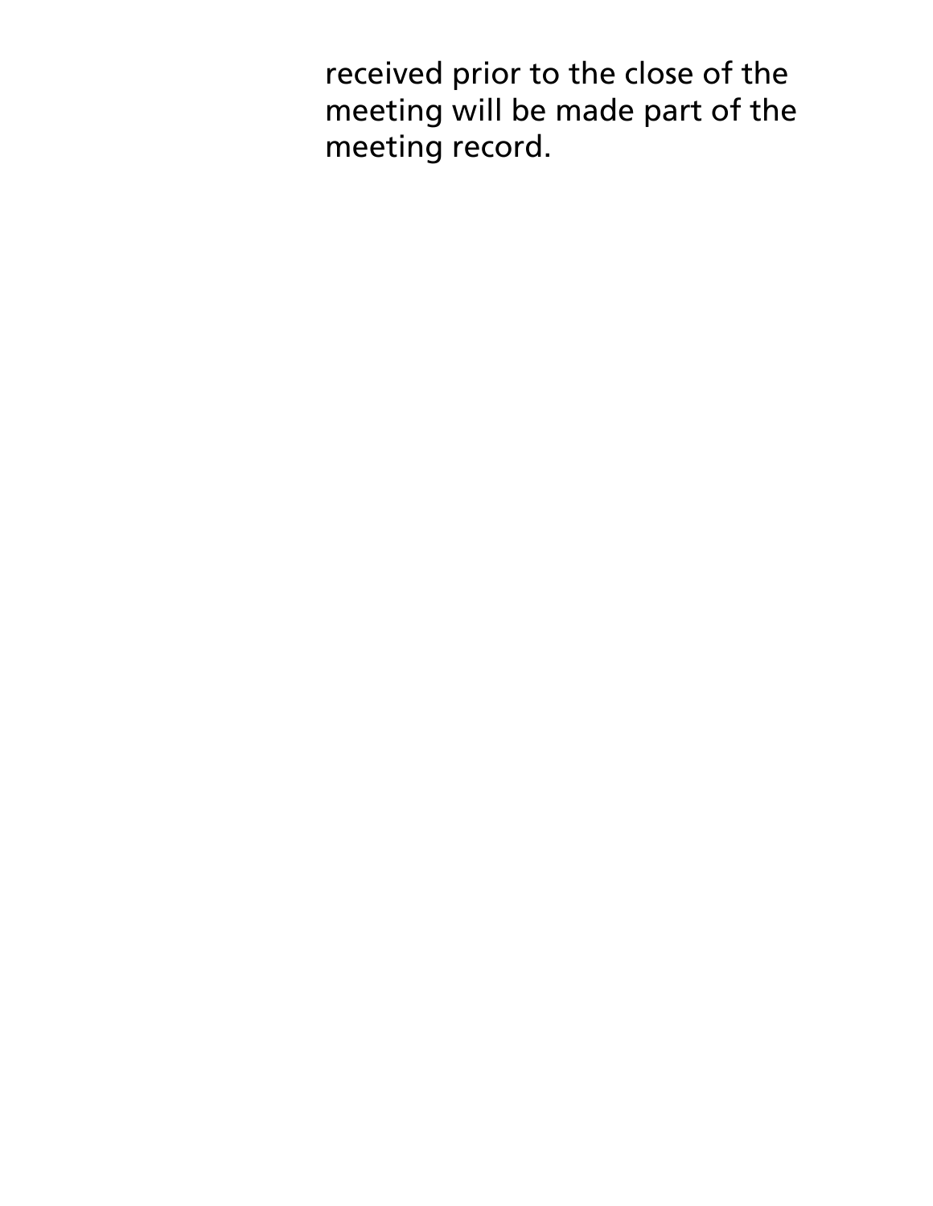received prior to the close of the meeting will be made part of the meeting record.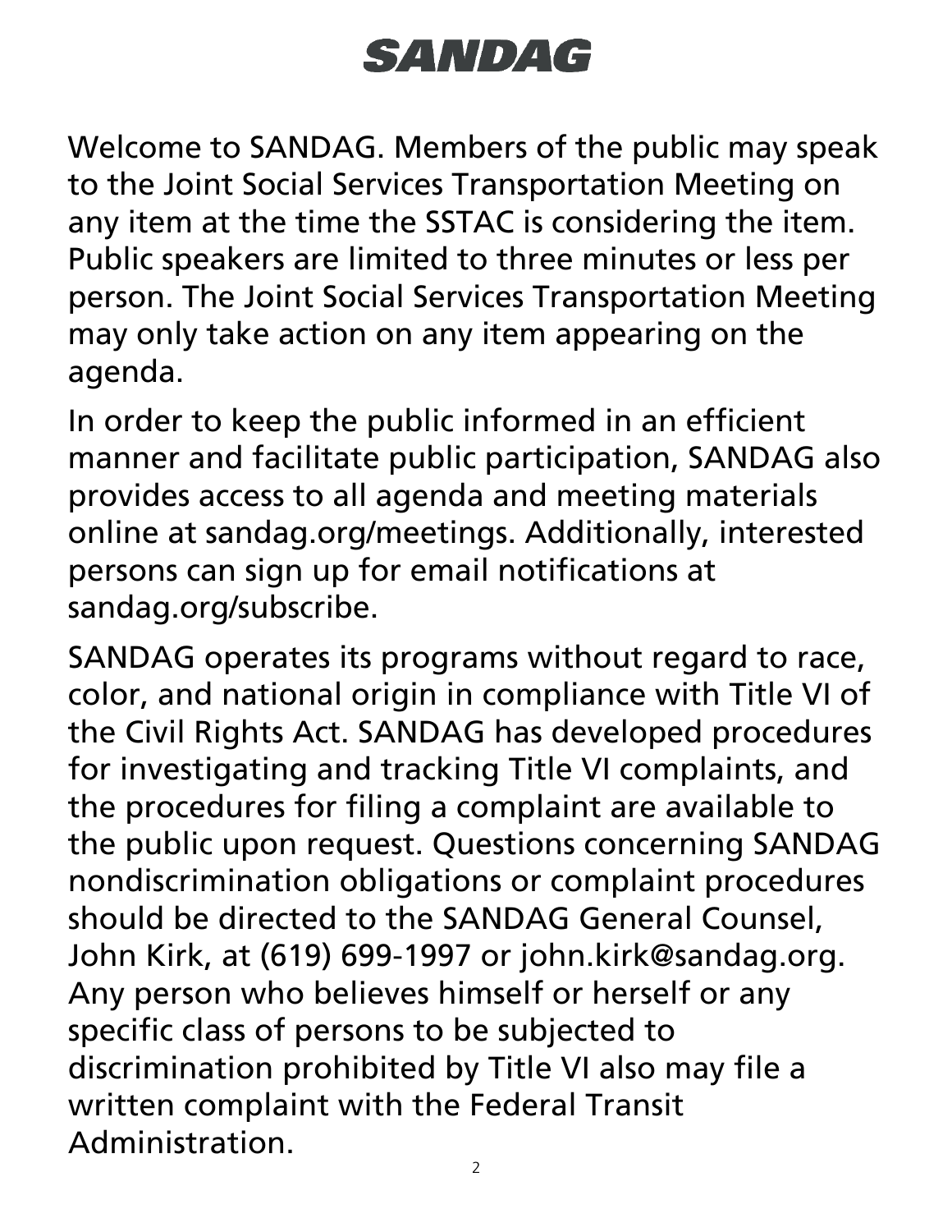# SANDAG

Welcome to SANDAG. Members of the public may speak to the Joint Social Services Transportation Meeting on any item at the time the SSTAC is considering the item. Public speakers are limited to three minutes or less per person. The Joint Social Services Transportation Meeting may only take action on any item appearing on the agenda.

In order to keep the public informed in an efficient manner and facilitate public participation, SANDAG also provides access to all agenda and meeting materials online at sandag.org/meetings. Additionally, interested persons can sign up for email notifications at sandag.org/subscribe.

SANDAG operates its programs without regard to race, color, and national origin in compliance with Title VI of the Civil Rights Act. SANDAG has developed procedures for investigating and tracking Title VI complaints, and the procedures for filing a complaint are available to the public upon request. Questions concerning SANDAG nondiscrimination obligations or complaint procedures should be directed to the SANDAG General Counsel, John Kirk, at (619) 699-1997 or john.kirk@sandag.org. Any person who believes himself or herself or any specific class of persons to be subjected to discrimination prohibited by Title VI also may file a written complaint with the Federal Transit Administration.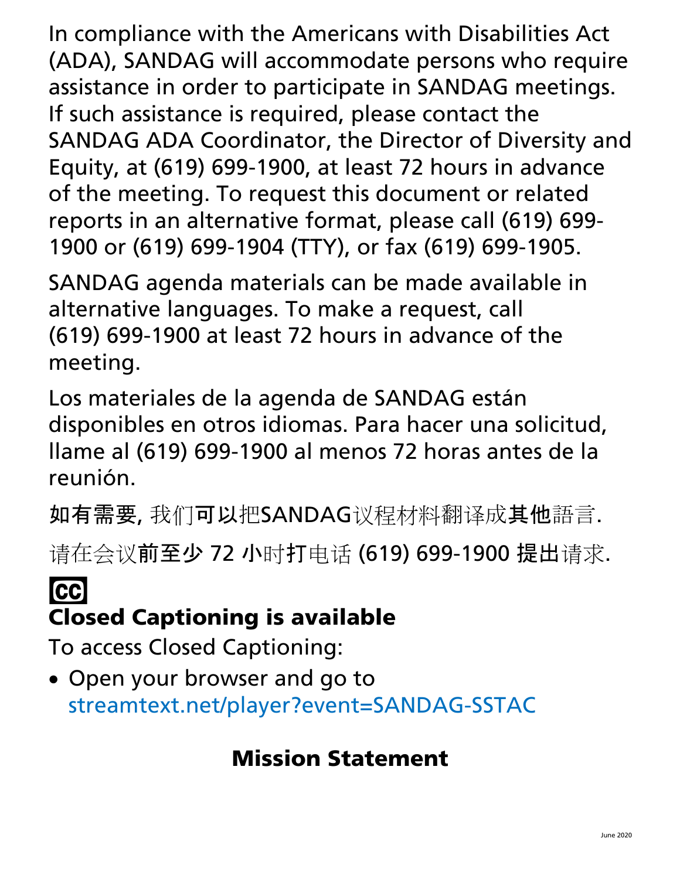In compliance with the Americans with Disabilities Act (ADA), SANDAG will accommodate persons who require assistance in order to participate in SANDAG meetings. If such assistance is required, please contact the SANDAG ADA Coordinator, the Director of Diversity and Equity, at (619) 699-1900, at least 72 hours in advance of the meeting. To request this document or related reports in an alternative format, please call (619) 699-1900 or (619) 699-1904 (TTY), or fax (619) 699-1905.

SANDAG agenda materials can be made available in alternative languages. To make a request, call (619) 699-1900 at least 72 hours in advance of the meeting.

Los materiales de la agenda de SANDAG están disponibles en otros idiomas. Para hacer una solicitud, llame al (619) 699-1900 al menos 72 horas antes de la reunión.

如有需要, 我们可以把SANDAG议程材料翻译成其他語言.

请在会议前至少 72 小时打电话 (619) 699-1900 提出请求.

CC

**Closed Captioning is available**

To access Closed Captioning:

- Open your browser and go to streamtext.net/player?event=SANDAG-SSTAC

## Mission Statement

June 2020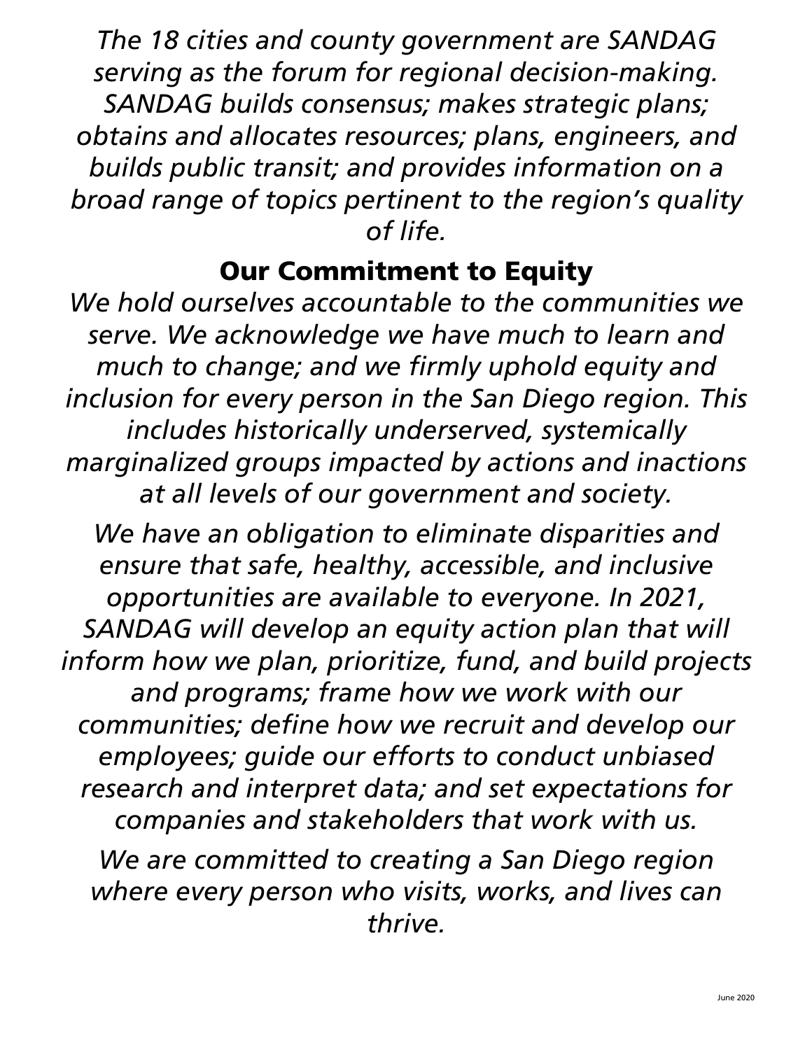*The 18 cities and county government are SANDAG serving as the forum for regional decision-making. SANDAG builds consensus; makes strategic plans; obtains and allocates resources; plans, engineers, and builds public transit; and provides information on a broad range of topics pertinent to the region's quality of life.*

## Our Commitment to Equity

*We hold ourselves accountable to the communities we serve. We acknowledge we have much to learn and much to change; and we firmly uphold equity and inclusion for every person in the San Diego region. This includes historically underserved, systemically marginalized groups impacted by actions and inactions at all levels of our government and society.*

*We have an obligation to eliminate disparities and ensure that safe, healthy, accessible, and inclusive opportunities are available to everyone. In 2021, SANDAG will develop an equity action plan that will inform how we plan, prioritize, fund, and build projects and programs; frame how we work with our communities; define how we recruit and develop our employees; guide our efforts to conduct unbiased research and interpret data; and set expectations for companies and stakeholders that work with us.*

*We are committed to creating a San Diego region where every person who visits, works, and lives can thrive.*

June 2020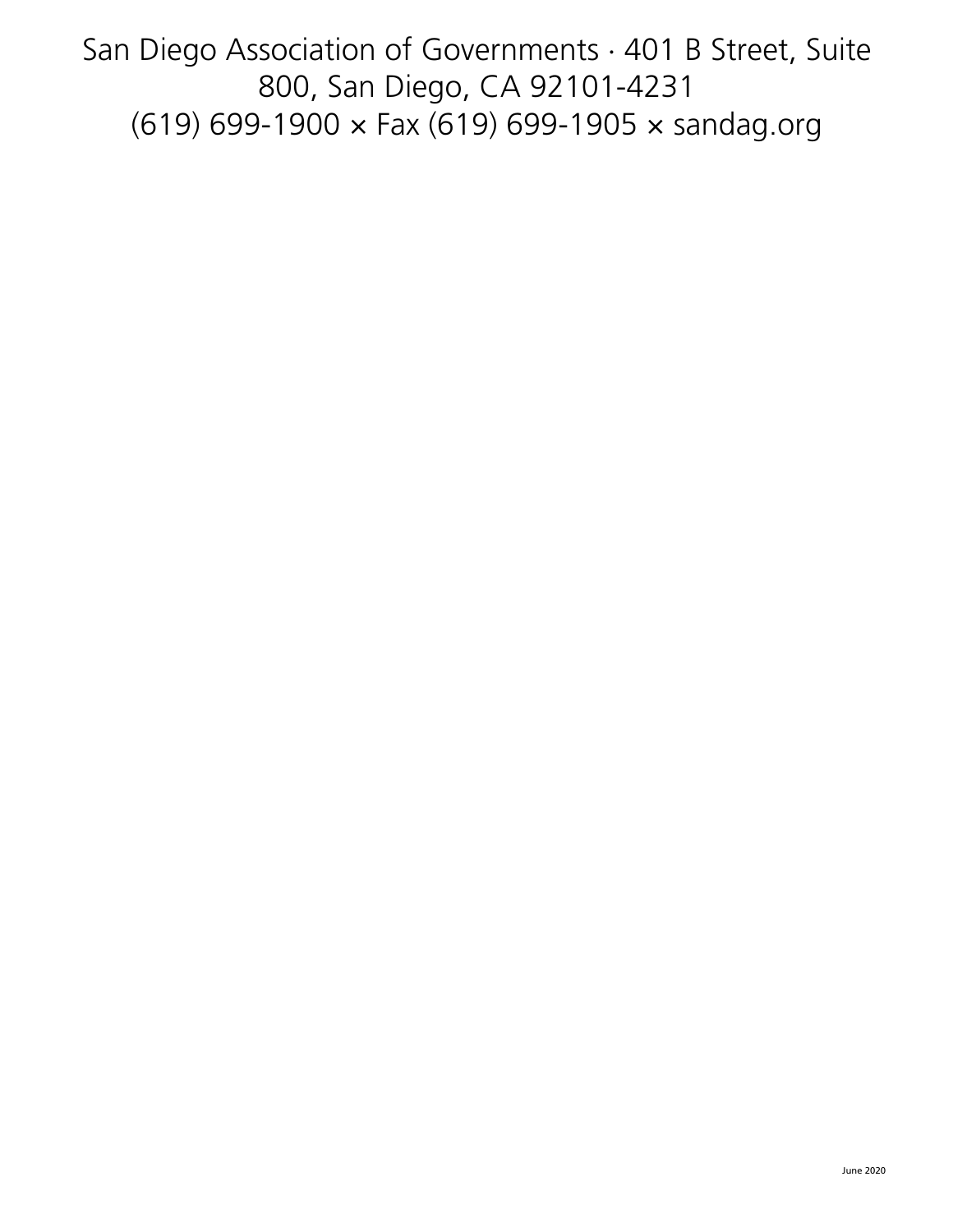San Diego Association of Governments · 401 B Street, Suite 800, San Diego, CA 92101-4231
(619) 699-1900 × Fax (619) 699-1905 × sandag.org

June 2020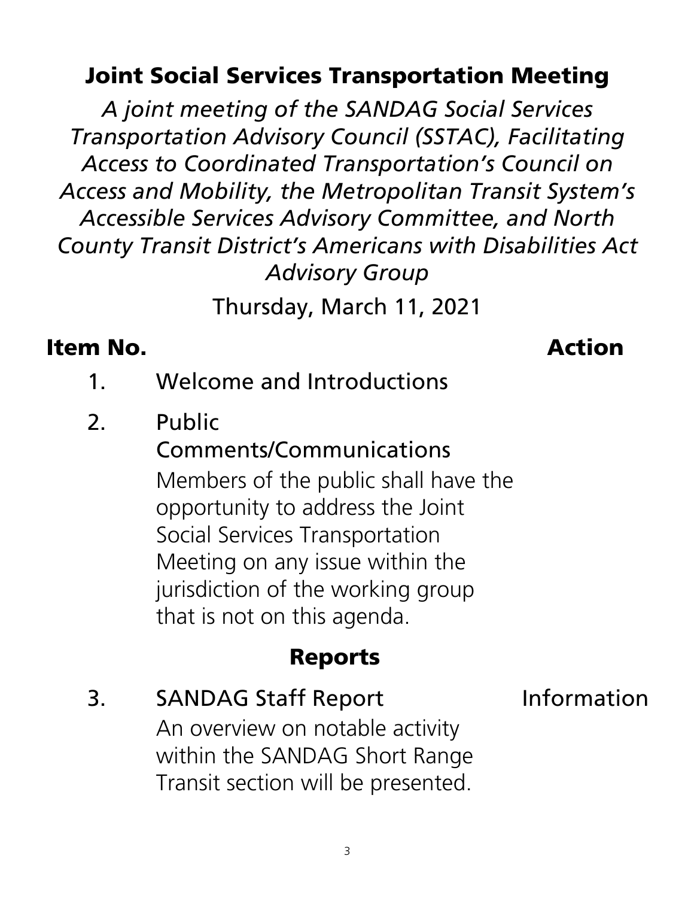# Joint Social Services Transportation Meeting

*A joint meeting of the SANDAG Social Services Transportation Advisory Council (SSTAC), Facilitating Access to Coordinated Transportation's Council on Access and Mobility, the Metropolitan Transit System's Accessible Services Advisory Committee, and North County Transit District's Americans with Disabilities Act Advisory Group*

Thursday, March 11, 2021

| Item No. | | Action |
|---|---|---|
| 1. | Welcome and Introductions | |
| 2. | Public Comments/Communications<br>Members of the public shall have the opportunity to address the Joint Social Services Transportation Meeting on any issue within the jurisdiction of the working group that is not on this agenda. | |

## Reports

| Item No. | | Action |
|---|---|---|
| 3. | SANDAG Staff Report<br>An overview on notable activity within the SANDAG Short Range Transit section will be presented. | Information |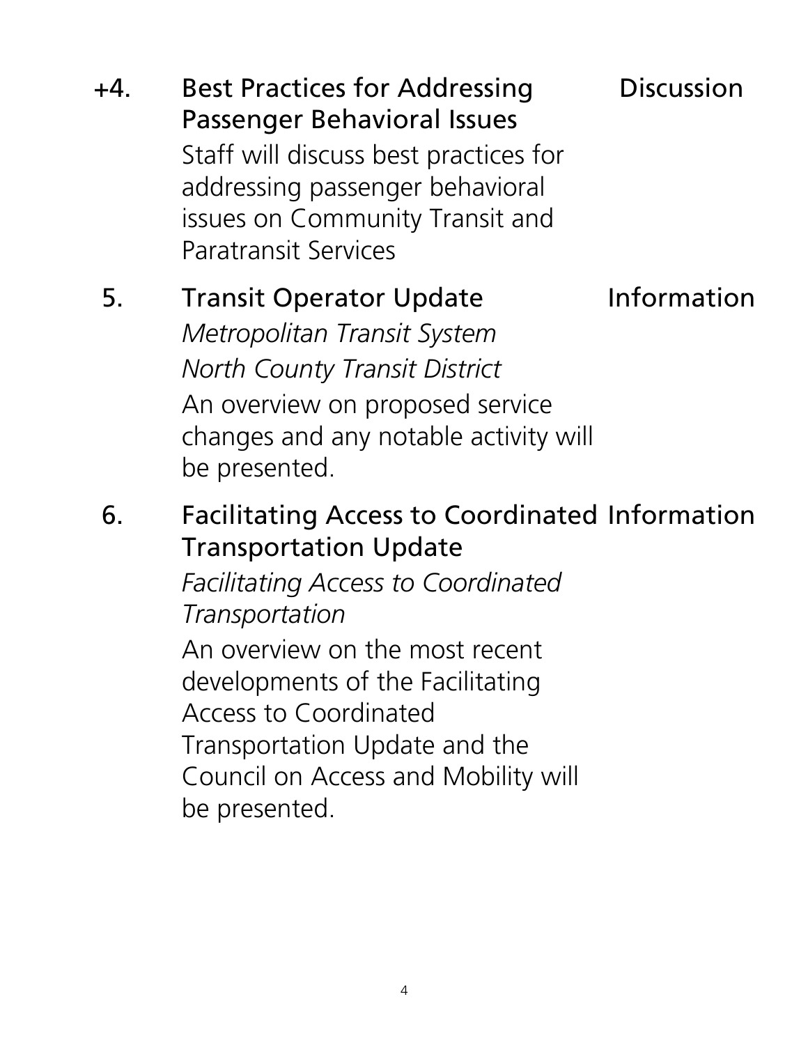| | | |
|---|---|---|
| +4. | **Best Practices for Addressing Passenger Behavioral Issues**<br>Staff will discuss best practices for addressing passenger behavioral issues on Community Transit and Paratransit Services | Discussion |
| 5. | **Transit Operator Update**<br>*Metropolitan Transit System*<br>*North County Transit District*<br>An overview on proposed service changes and any notable activity will be presented. | Information |
| 6. | **Facilitating Access to Coordinated Transportation Update**<br>*Facilitating Access to Coordinated Transportation*<br>An overview on the most recent developments of the Facilitating Access to Coordinated Transportation Update and the Council on Access and Mobility will be presented. | Information |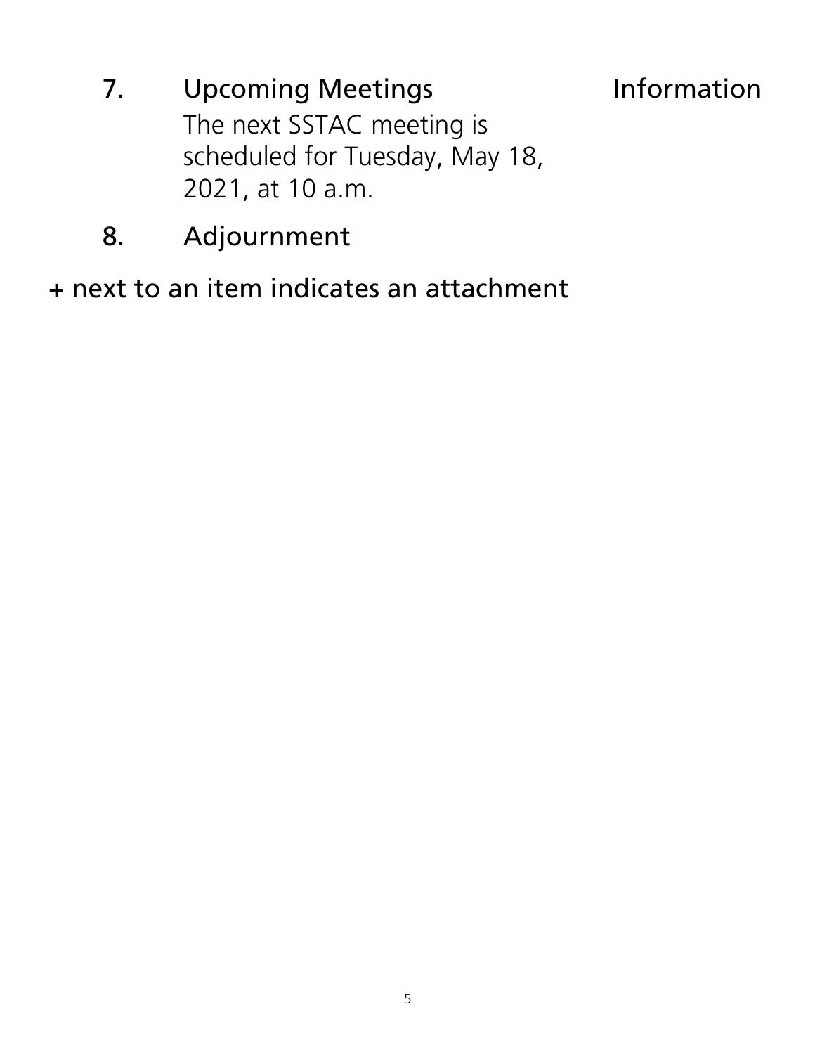7. Upcoming Meetings — Information

   The next SSTAC meeting is scheduled for Tuesday, May 18, 2021, at 10 a.m.

8. Adjournment

+ next to an item indicates an attachment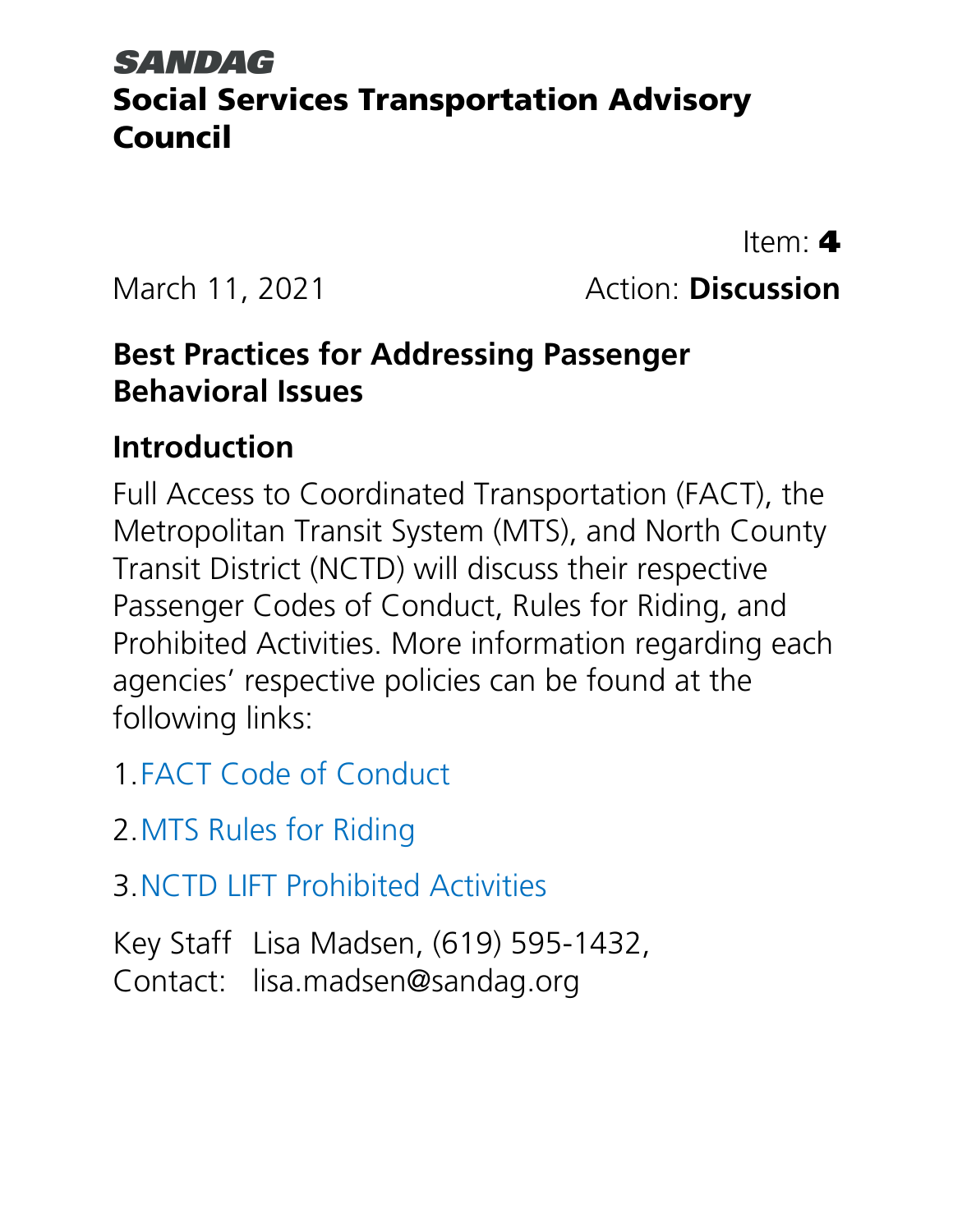**SANDAG**

# Social Services Transportation Advisory Council

Item: **4**

March 11, 2021 Action: **Discussion**

## Best Practices for Addressing Passenger Behavioral Issues

### Introduction

Full Access to Coordinated Transportation (FACT), the Metropolitan Transit System (MTS), and North County Transit District (NCTD) will discuss their respective Passenger Codes of Conduct, Rules for Riding, and Prohibited Activities. More information regarding each agencies' respective policies can be found at the following links:

1. FACT Code of Conduct
2. MTS Rules for Riding
3. NCTD LIFT Prohibited Activities

Key Staff Contact: Lisa Madsen, (619) 595-1432, lisa.madsen@sandag.org